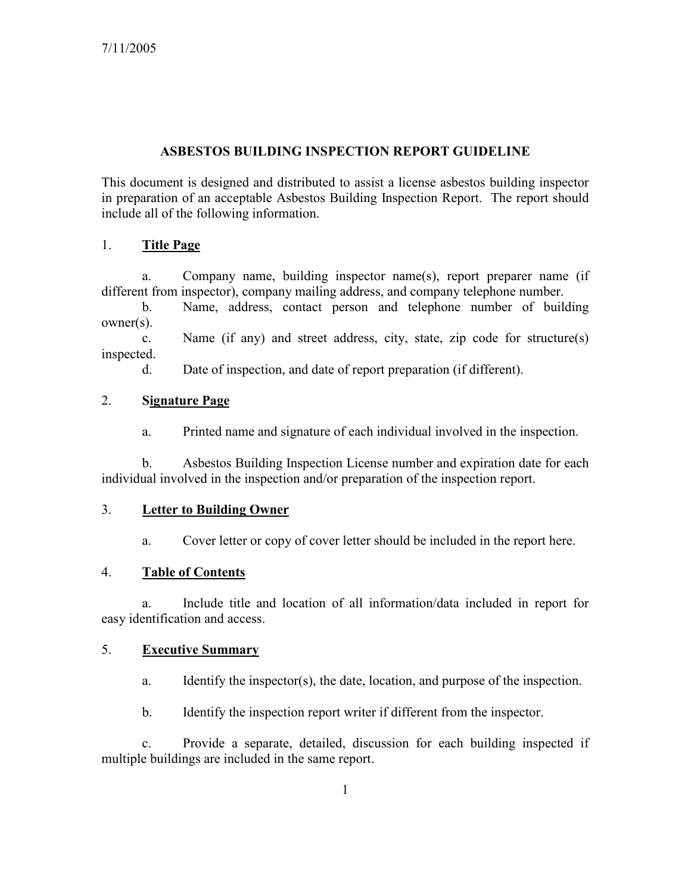7/11/2005

# ASBESTOS BUILDING INSPECTION REPORT GUIDELINE

This document is designed and distributed to assist a license asbestos building inspector in preparation of an acceptable Asbestos Building Inspection Report. The report should include all of the following information.

## 1. Title Page

a. Company name, building inspector name(s), report preparer name (if different from inspector), company mailing address, and company telephone number.

b. Name, address, contact person and telephone number of building owner(s).

c. Name (if any) and street address, city, state, zip code for structure(s) inspected.

d. Date of inspection, and date of report preparation (if different).

## 2. Signature Page

a. Printed name and signature of each individual involved in the inspection.

b. Asbestos Building Inspection License number and expiration date for each individual involved in the inspection and/or preparation of the inspection report.

## 3. Letter to Building Owner

a. Cover letter or copy of cover letter should be included in the report here.

## 4. Table of Contents

a. Include title and location of all information/data included in report for easy identification and access.

## 5. Executive Summary

a. Identify the inspector(s), the date, location, and purpose of the inspection.

b. Identify the inspection report writer if different from the inspector.

c. Provide a separate, detailed, discussion for each building inspected if multiple buildings are included in the same report.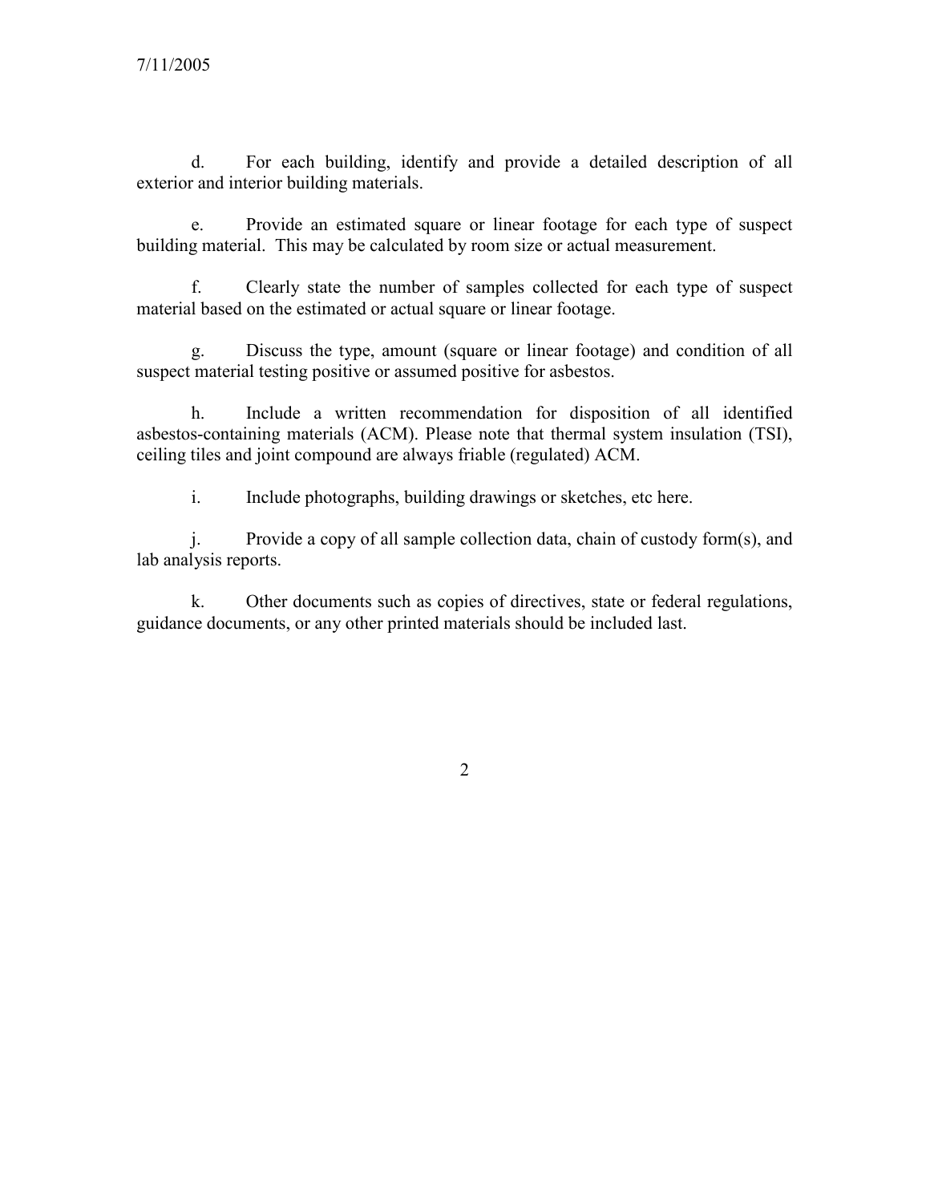d. For each building, identify and provide a detailed description of all exterior and interior building materials.

e. Provide an estimated square or linear footage for each type of suspect building material. This may be calculated by room size or actual measurement.

f. Clearly state the number of samples collected for each type of suspect material based on the estimated or actual square or linear footage.

g. Discuss the type, amount (square or linear footage) and condition of all suspect material testing positive or assumed positive for asbestos.

h. Include a written recommendation for disposition of all identified asbestos-containing materials (ACM). Please note that thermal system insulation (TSI), ceiling tiles and joint compound are always friable (regulated) ACM.

i. Include photographs, building drawings or sketches, etc here.

j. Provide a copy of all sample collection data, chain of custody form(s), and lab analysis reports.

k. Other documents such as copies of directives, state or federal regulations, guidance documents, or any other printed materials should be included last.